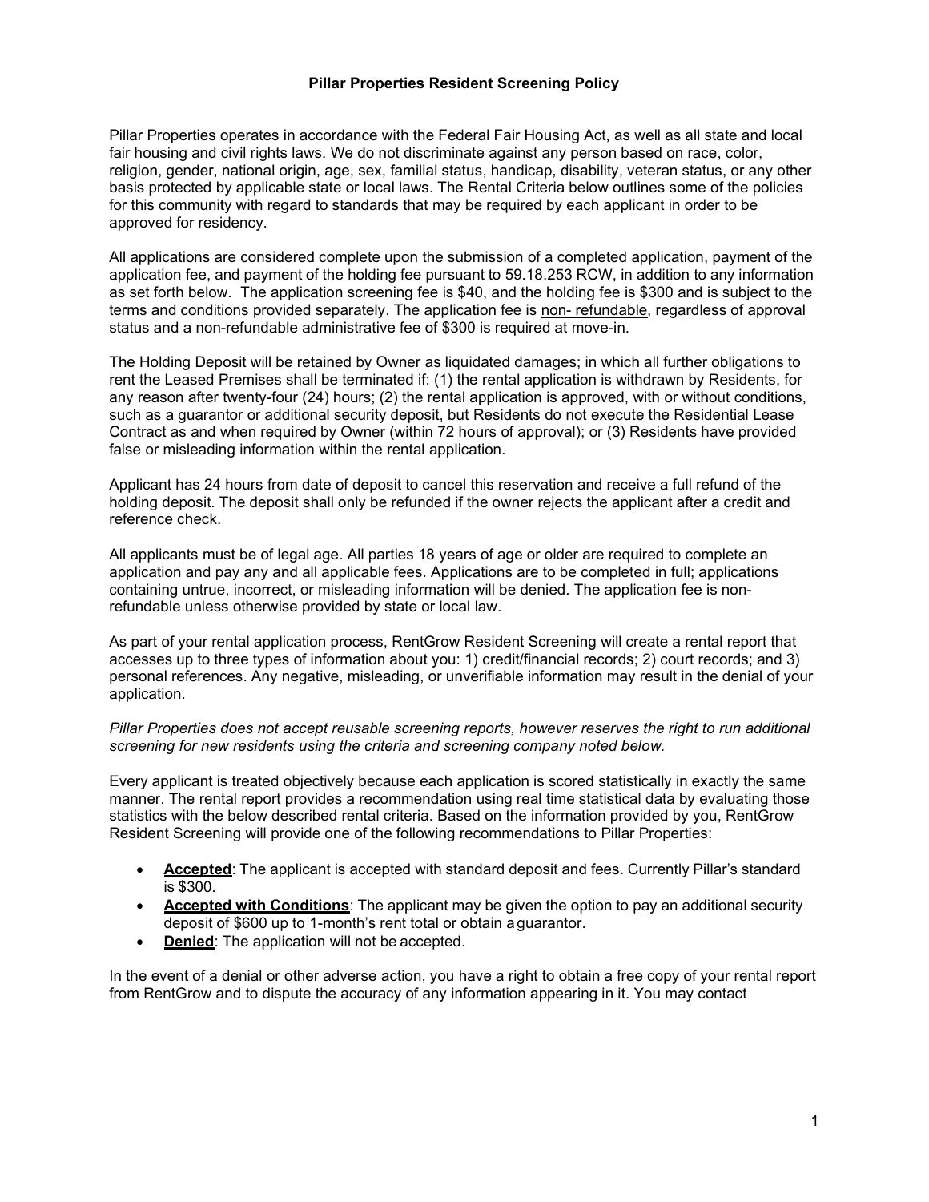**Pillar Properties Resident Screening Policy**

Pillar Properties operates in accordance with the Federal Fair Housing Act, as well as all state and local fair housing and civil rights laws. We do not discriminate against any person based on race, color, religion, gender, national origin, age, sex, familial status, handicap, disability, veteran status, or any other basis protected by applicable state or local laws. The Rental Criteria below outlines some of the policies for this community with regard to standards that may be required by each applicant in order to be approved for residency.

All applications are considered complete upon the submission of a completed application, payment of the application fee, and payment of the holding fee pursuant to 59.18.253 RCW, in addition to any information as set forth below. The application screening fee is $40, and the holding fee is $300 and is subject to the terms and conditions provided separately. The application fee is <u>non- refundable</u>, regardless of approval status and a non-refundable administrative fee of $300 is required at move-in.

The Holding Deposit will be retained by Owner as liquidated damages; in which all further obligations to rent the Leased Premises shall be terminated if: (1) the rental application is withdrawn by Residents, for any reason after twenty-four (24) hours; (2) the rental application is approved, with or without conditions, such as a guarantor or additional security deposit, but Residents do not execute the Residential Lease Contract as and when required by Owner (within 72 hours of approval); or (3) Residents have provided false or misleading information within the rental application.

Applicant has 24 hours from date of deposit to cancel this reservation and receive a full refund of the holding deposit. The deposit shall only be refunded if the owner rejects the applicant after a credit and reference check.

All applicants must be of legal age. All parties 18 years of age or older are required to complete an application and pay any and all applicable fees. Applications are to be completed in full; applications containing untrue, incorrect, or misleading information will be denied. The application fee is non-refundable unless otherwise provided by state or local law.

As part of your rental application process, RentGrow Resident Screening will create a rental report that accesses up to three types of information about you: 1) credit/financial records; 2) court records; and 3) personal references. Any negative, misleading, or unverifiable information may result in the denial of your application.

*Pillar Properties does not accept reusable screening reports, however reserves the right to run additional screening for new residents using the criteria and screening company noted below.*

Every applicant is treated objectively because each application is scored statistically in exactly the same manner. The rental report provides a recommendation using real time statistical data by evaluating those statistics with the below described rental criteria. Based on the information provided by you, RentGrow Resident Screening will provide one of the following recommendations to Pillar Properties:

- **<u>Accepted</u>**: The applicant is accepted with standard deposit and fees. Currently Pillar's standard is $300.
- **<u>Accepted with Conditions</u>**: The applicant may be given the option to pay an additional security deposit of $600 up to 1-month's rent total or obtain a guarantor.
- **<u>Denied</u>**: The application will not be accepted.

In the event of a denial or other adverse action, you have a right to obtain a free copy of your rental report from RentGrow and to dispute the accuracy of any information appearing in it. You may contact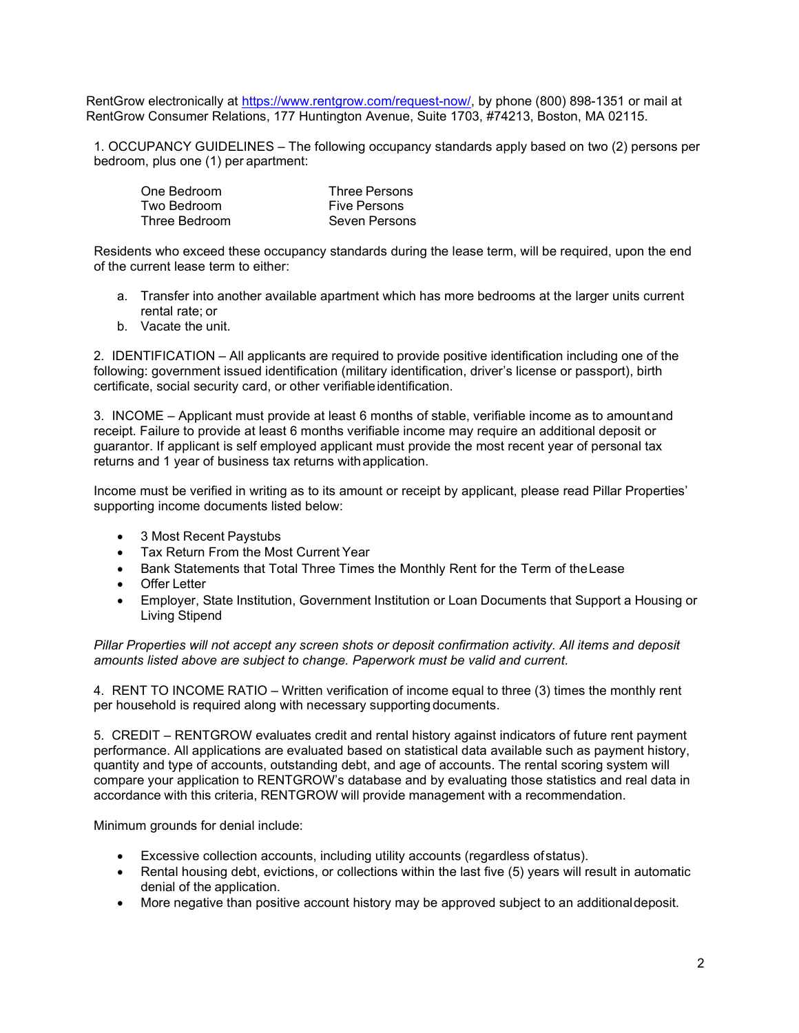RentGrow electronically at [https://www.rentgrow.com/request-now/](https://www.rentgrow.com/request-now/), by phone (800) 898-1351 or mail at RentGrow Consumer Relations, 177 Huntington Avenue, Suite 1703, #74213, Boston, MA 02115.

1. OCCUPANCY GUIDELINES – The following occupancy standards apply based on two (2) persons per bedroom, plus one (1) per apartment:

| | |
|---|---|
| One Bedroom | Three Persons |
| Two Bedroom | Five Persons |
| Three Bedroom | Seven Persons |

Residents who exceed these occupancy standards during the lease term, will be required, upon the end of the current lease term to either:

a. Transfer into another available apartment which has more bedrooms at the larger units current rental rate; or
b. Vacate the unit.

2. IDENTIFICATION – All applicants are required to provide positive identification including one of the following: government issued identification (military identification, driver's license or passport), birth certificate, social security card, or other verifiable identification.

3. INCOME – Applicant must provide at least 6 months of stable, verifiable income as to amount and receipt. Failure to provide at least 6 months verifiable income may require an additional deposit or guarantor. If applicant is self employed applicant must provide the most recent year of personal tax returns and 1 year of business tax returns with application.

Income must be verified in writing as to its amount or receipt by applicant, please read Pillar Properties' supporting income documents listed below:

- 3 Most Recent Paystubs
- Tax Return From the Most Current Year
- Bank Statements that Total Three Times the Monthly Rent for the Term of the Lease
- Offer Letter
- Employer, State Institution, Government Institution or Loan Documents that Support a Housing or Living Stipend

*Pillar Properties will not accept any screen shots or deposit confirmation activity. All items and deposit amounts listed above are subject to change. Paperwork must be valid and current.*

4. RENT TO INCOME RATIO – Written verification of income equal to three (3) times the monthly rent per household is required along with necessary supporting documents.

5. CREDIT – RENTGROW evaluates credit and rental history against indicators of future rent payment performance. All applications are evaluated based on statistical data available such as payment history, quantity and type of accounts, outstanding debt, and age of accounts. The rental scoring system will compare your application to RENTGROW's database and by evaluating those statistics and real data in accordance with this criteria, RENTGROW will provide management with a recommendation.

Minimum grounds for denial include:

- Excessive collection accounts, including utility accounts (regardless of status).
- Rental housing debt, evictions, or collections within the last five (5) years will result in automatic denial of the application.
- More negative than positive account history may be approved subject to an additional deposit.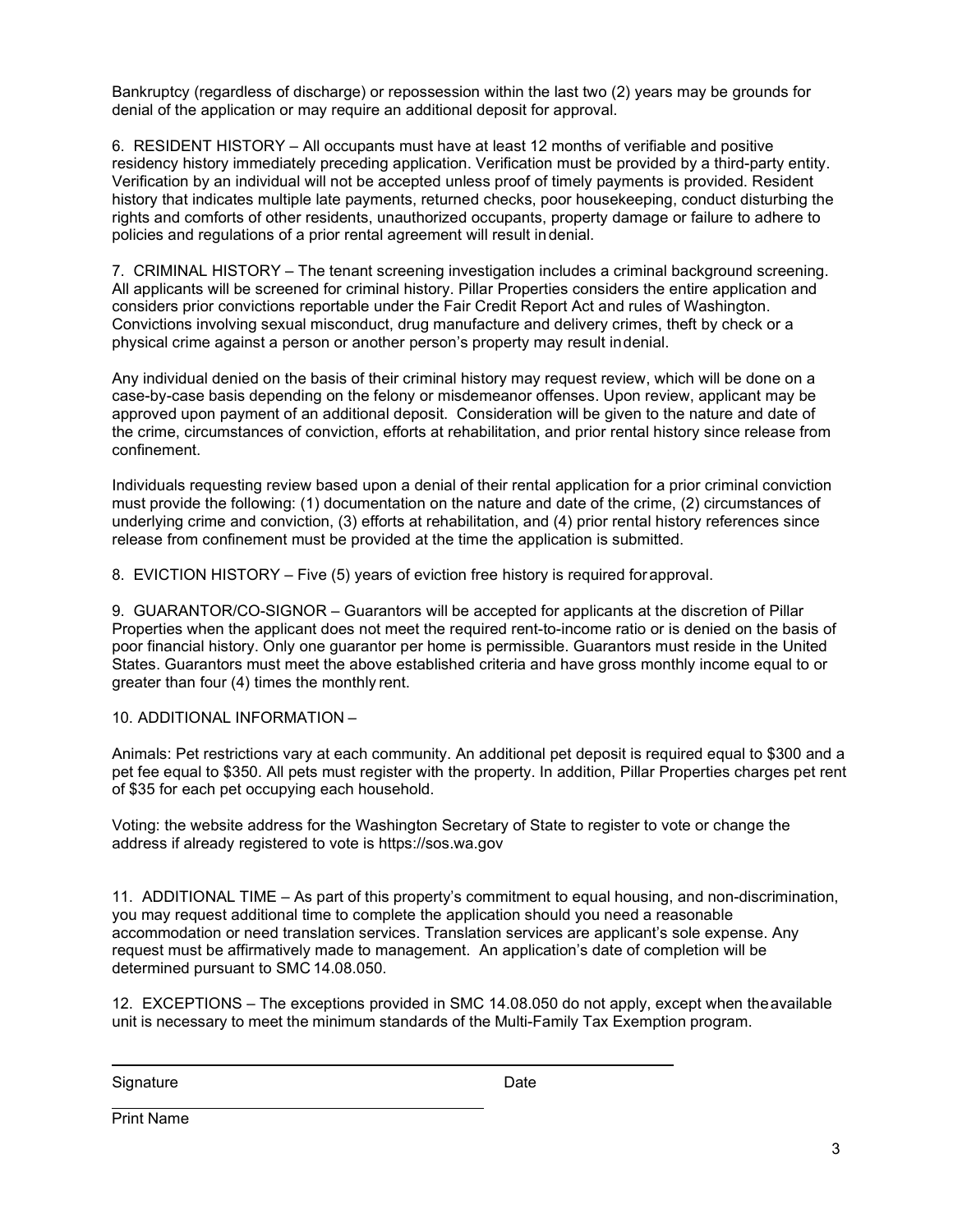Bankruptcy (regardless of discharge) or repossession within the last two (2) years may be grounds for denial of the application or may require an additional deposit for approval.

6. RESIDENT HISTORY – All occupants must have at least 12 months of verifiable and positive residency history immediately preceding application. Verification must be provided by a third-party entity. Verification by an individual will not be accepted unless proof of timely payments is provided. Resident history that indicates multiple late payments, returned checks, poor housekeeping, conduct disturbing the rights and comforts of other residents, unauthorized occupants, property damage or failure to adhere to policies and regulations of a prior rental agreement will result in denial.

7. CRIMINAL HISTORY – The tenant screening investigation includes a criminal background screening. All applicants will be screened for criminal history. Pillar Properties considers the entire application and considers prior convictions reportable under the Fair Credit Report Act and rules of Washington. Convictions involving sexual misconduct, drug manufacture and delivery crimes, theft by check or a physical crime against a person or another person's property may result in denial.

Any individual denied on the basis of their criminal history may request review, which will be done on a case-by-case basis depending on the felony or misdemeanor offenses. Upon review, applicant may be approved upon payment of an additional deposit. Consideration will be given to the nature and date of the crime, circumstances of conviction, efforts at rehabilitation, and prior rental history since release from confinement.

Individuals requesting review based upon a denial of their rental application for a prior criminal conviction must provide the following: (1) documentation on the nature and date of the crime, (2) circumstances of underlying crime and conviction, (3) efforts at rehabilitation, and (4) prior rental history references since release from confinement must be provided at the time the application is submitted.

8. EVICTION HISTORY – Five (5) years of eviction free history is required for approval.

9. GUARANTOR/CO-SIGNOR – Guarantors will be accepted for applicants at the discretion of Pillar Properties when the applicant does not meet the required rent-to-income ratio or is denied on the basis of poor financial history. Only one guarantor per home is permissible. Guarantors must reside in the United States. Guarantors must meet the above established criteria and have gross monthly income equal to or greater than four (4) times the monthly rent.

10. ADDITIONAL INFORMATION –

Animals: Pet restrictions vary at each community. An additional pet deposit is required equal to $300 and a pet fee equal to $350. All pets must register with the property. In addition, Pillar Properties charges pet rent of $35 for each pet occupying each household.

Voting: the website address for the Washington Secretary of State to register to vote or change the address if already registered to vote is https://sos.wa.gov

11. ADDITIONAL TIME – As part of this property's commitment to equal housing, and non-discrimination, you may request additional time to complete the application should you need a reasonable accommodation or need translation services. Translation services are applicant's sole expense. Any request must be affirmatively made to management. An application's date of completion will be determined pursuant to SMC 14.08.050.

12. EXCEPTIONS – The exceptions provided in SMC 14.08.050 do not apply, except when the available unit is necessary to meet the minimum standards of the Multi-Family Tax Exemption program.

______________________________________________

Signature Date

______________________________________________

Print Name